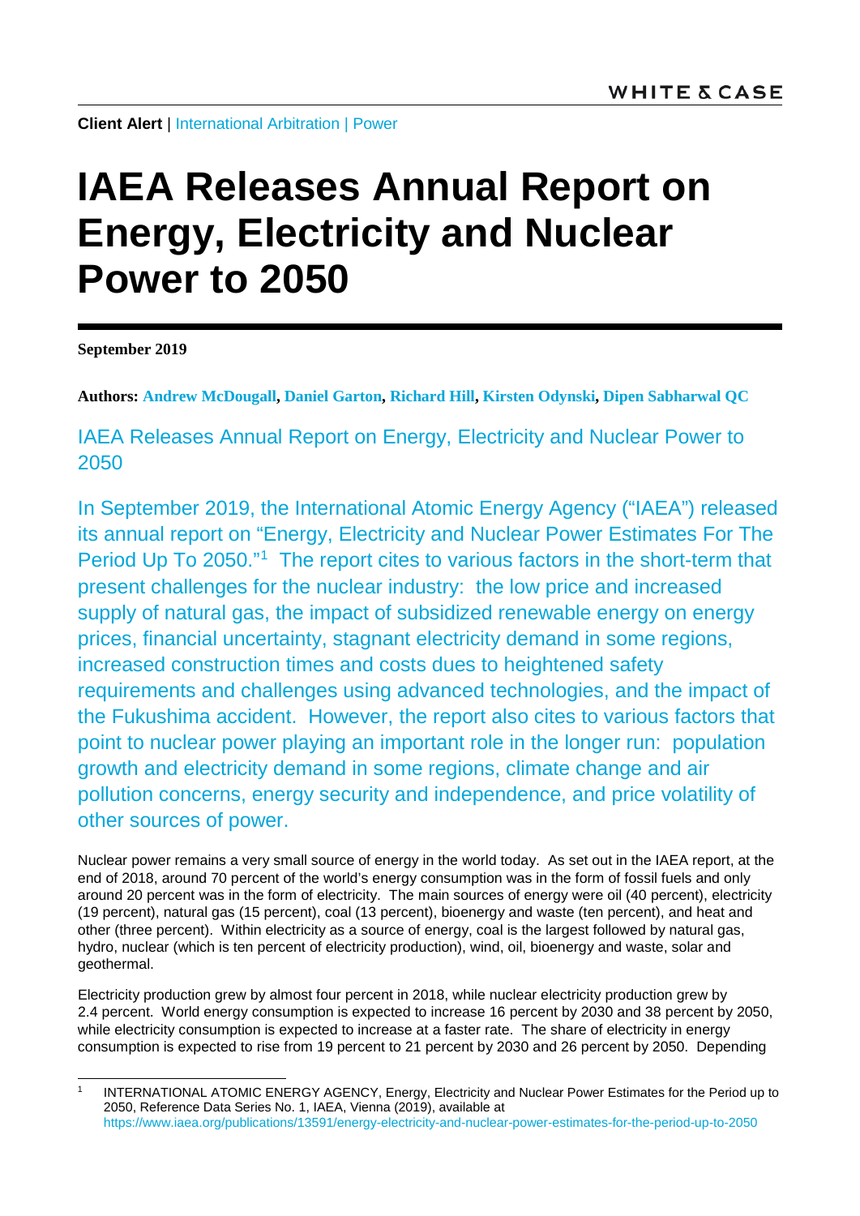WHITE & CASE

**Client Alert** | International Arbitration | Power

# IAEA Releases Annual Report on Energy, Electricity and Nuclear Power to 2050

**September 2019**

**Authors: Andrew McDougall, Daniel Garton, Richard Hill, Kirsten Odynski, Dipen Sabharwal QC**

## IAEA Releases Annual Report on Energy, Electricity and Nuclear Power to 2050

In September 2019, the International Atomic Energy Agency ("IAEA") released its annual report on "Energy, Electricity and Nuclear Power Estimates For The Period Up To 2050."[1] The report cites to various factors in the short-term that present challenges for the nuclear industry: the low price and increased supply of natural gas, the impact of subsidized renewable energy on energy prices, financial uncertainty, stagnant electricity demand in some regions, increased construction times and costs dues to heightened safety requirements and challenges using advanced technologies, and the impact of the Fukushima accident. However, the report also cites to various factors that point to nuclear power playing an important role in the longer run: population growth and electricity demand in some regions, climate change and air pollution concerns, energy security and independence, and price volatility of other sources of power.

Nuclear power remains a very small source of energy in the world today. As set out in the IAEA report, at the end of 2018, around 70 percent of the world's energy consumption was in the form of fossil fuels and only around 20 percent was in the form of electricity. The main sources of energy were oil (40 percent), electricity (19 percent), natural gas (15 percent), coal (13 percent), bioenergy and waste (ten percent), and heat and other (three percent). Within electricity as a source of energy, coal is the largest followed by natural gas, hydro, nuclear (which is ten percent of electricity production), wind, oil, bioenergy and waste, solar and geothermal.

Electricity production grew by almost four percent in 2018, while nuclear electricity production grew by 2.4 percent. World energy consumption is expected to increase 16 percent by 2030 and 38 percent by 2050, while electricity consumption is expected to increase at a faster rate. The share of electricity in energy consumption is expected to rise from 19 percent to 21 percent by 2030 and 26 percent by 2050. Depending

---

[1] INTERNATIONAL ATOMIC ENERGY AGENCY, Energy, Electricity and Nuclear Power Estimates for the Period up to 2050, Reference Data Series No. 1, IAEA, Vienna (2019), available at https://www.iaea.org/publications/13591/energy-electricity-and-nuclear-power-estimates-for-the-period-up-to-2050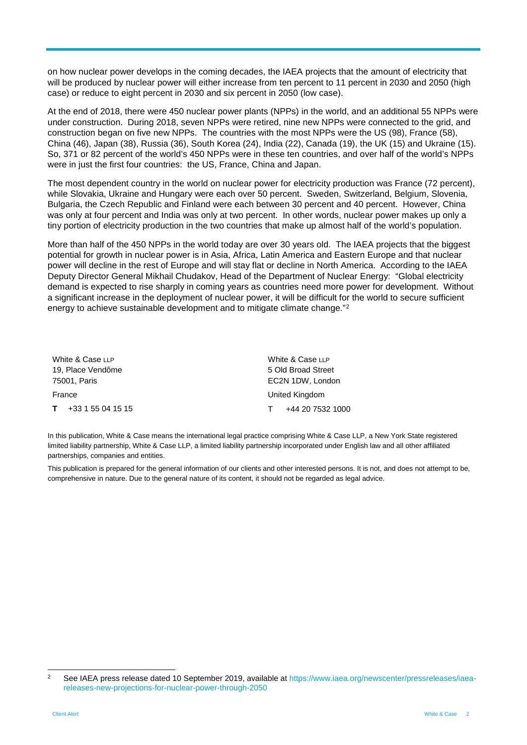on how nuclear power develops in the coming decades, the IAEA projects that the amount of electricity that will be produced by nuclear power will either increase from ten percent to 11 percent in 2030 and 2050 (high case) or reduce to eight percent in 2030 and six percent in 2050 (low case).

At the end of 2018, there were 450 nuclear power plants (NPPs) in the world, and an additional 55 NPPs were under construction. During 2018, seven NPPs were retired, nine new NPPs were connected to the grid, and construction began on five new NPPs. The countries with the most NPPs were the US (98), France (58), China (46), Japan (38), Russia (36), South Korea (24), India (22), Canada (19), the UK (15) and Ukraine (15). So, 371 or 82 percent of the world's 450 NPPs were in these ten countries, and over half of the world's NPPs were in just the first four countries: the US, France, China and Japan.

The most dependent country in the world on nuclear power for electricity production was France (72 percent), while Slovakia, Ukraine and Hungary were each over 50 percent. Sweden, Switzerland, Belgium, Slovenia, Bulgaria, the Czech Republic and Finland were each between 30 percent and 40 percent. However, China was only at four percent and India was only at two percent. In other words, nuclear power makes up only a tiny portion of electricity production in the two countries that make up almost half of the world's population.

More than half of the 450 NPPs in the world today are over 30 years old. The IAEA projects that the biggest potential for growth in nuclear power is in Asia, Africa, Latin America and Eastern Europe and that nuclear power will decline in the rest of Europe and will stay flat or decline in North America. According to the IAEA Deputy Director General Mikhail Chudakov, Head of the Department of Nuclear Energy: "Global electricity demand is expected to rise sharply in coming years as countries need more power for development. Without a significant increase in the deployment of nuclear power, it will be difficult for the world to secure sufficient energy to achieve sustainable development and to mitigate climate change."[2]

White & Case LLP
19, Place Vendôme
75001, Paris
France
**T** +33 1 55 04 15 15

White & Case LLP
5 Old Broad Street
EC2N 1DW, London
United Kingdom
T +44 20 7532 1000

In this publication, White & Case means the international legal practice comprising White & Case LLP, a New York State registered limited liability partnership, White & Case LLP, a limited liability partnership incorporated under English law and all other affiliated partnerships, companies and entities.

This publication is prepared for the general information of our clients and other interested persons. It is not, and does not attempt to be, comprehensive in nature. Due to the general nature of its content, it should not be regarded as legal advice.

[2] See IAEA press release dated 10 September 2019, available at https://www.iaea.org/newscenter/pressreleases/iaea-releases-new-projections-for-nuclear-power-through-2050